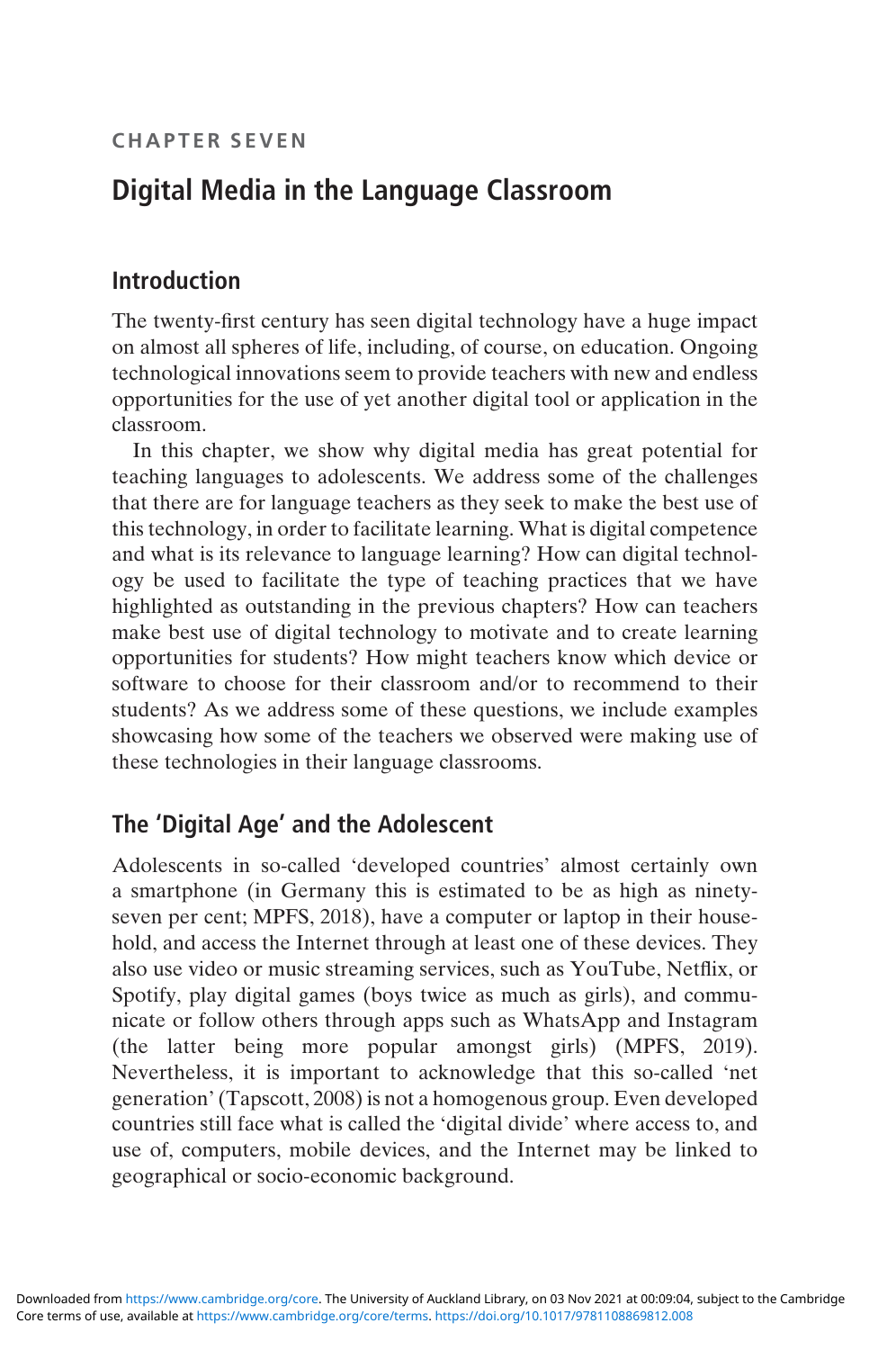CHAPTER SEVEN

# Digital Media in the Language Classroom

## Introduction

The twenty-first century has seen digital technology have a huge impact on almost all spheres of life, including, of course, on education. Ongoing technological innovations seem to provide teachers with new and endless opportunities for the use of yet another digital tool or application in the classroom.

In this chapter, we show why digital media has great potential for teaching languages to adolescents. We address some of the challenges that there are for language teachers as they seek to make the best use of this technology, in order to facilitate learning. What is digital competence and what is its relevance to language learning? How can digital technology be used to facilitate the type of teaching practices that we have highlighted as outstanding in the previous chapters? How can teachers make best use of digital technology to motivate and to create learning opportunities for students? How might teachers know which device or software to choose for their classroom and/or to recommend to their students? As we address some of these questions, we include examples showcasing how some of the teachers we observed were making use of these technologies in their language classrooms.

## The 'Digital Age' and the Adolescent

Adolescents in so-called 'developed countries' almost certainly own a smartphone (in Germany this is estimated to be as high as ninety-seven per cent; MPFS, 2018), have a computer or laptop in their household, and access the Internet through at least one of these devices. They also use video or music streaming services, such as YouTube, Netflix, or Spotify, play digital games (boys twice as much as girls), and communicate or follow others through apps such as WhatsApp and Instagram (the latter being more popular amongst girls) (MPFS, 2019). Nevertheless, it is important to acknowledge that this so-called 'net generation' (Tapscott, 2008) is not a homogenous group. Even developed countries still face what is called the 'digital divide' where access to, and use of, computers, mobile devices, and the Internet may be linked to geographical or socio-economic background.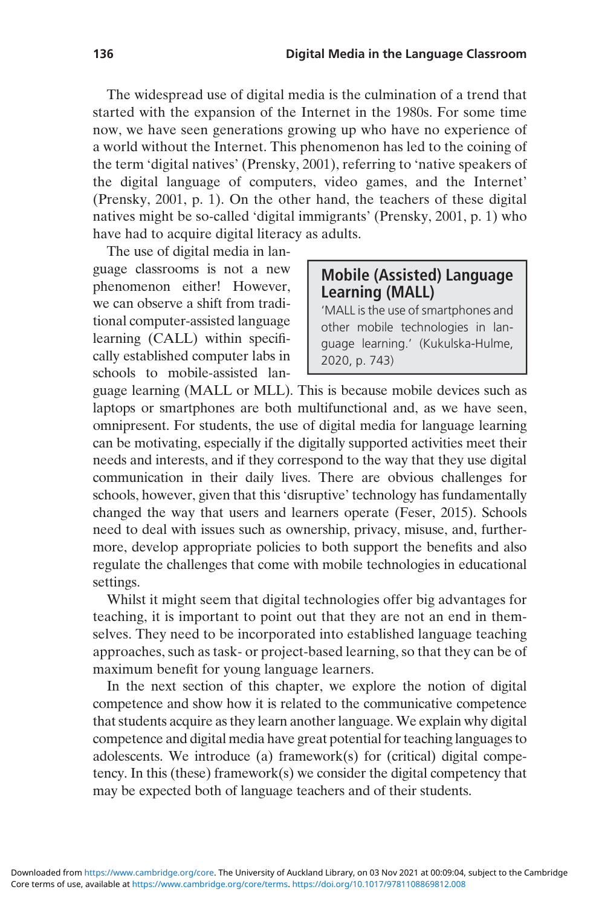The widespread use of digital media is the culmination of a trend that started with the expansion of the Internet in the 1980s. For some time now, we have seen generations growing up who have no experience of a world without the Internet. This phenomenon has led to the coining of the term 'digital natives' (Prensky, 2001), referring to 'native speakers of the digital language of computers, video games, and the Internet' (Prensky, 2001, p. 1). On the other hand, the teachers of these digital natives might be so-called 'digital immigrants' (Prensky, 2001, p. 1) who have had to acquire digital literacy as adults.

The use of digital media in language classrooms is not a new phenomenon either! However, we can observe a shift from traditional computer-assisted language learning (CALL) within specifically established computer labs in schools to mobile-assisted language learning (MALL or MLL). This is because mobile devices such as laptops or smartphones are both multifunctional and, as we have seen, omnipresent. For students, the use of digital media for language learning can be motivating, especially if the digitally supported activities meet their needs and interests, and if they correspond to the way that they use digital communication in their daily lives. There are obvious challenges for schools, however, given that this 'disruptive' technology has fundamentally changed the way that users and learners operate (Feser, 2015). Schools need to deal with issues such as ownership, privacy, misuse, and, furthermore, develop appropriate policies to both support the benefits and also regulate the challenges that come with mobile technologies in educational settings.

> **Mobile (Assisted) Language Learning (MALL)**
>
> 'MALL is the use of smartphones and other mobile technologies in language learning.' (Kukulska-Hulme, 2020, p. 743)

Whilst it might seem that digital technologies offer big advantages for teaching, it is important to point out that they are not an end in themselves. They need to be incorporated into established language teaching approaches, such as task- or project-based learning, so that they can be of maximum benefit for young language learners.

In the next section of this chapter, we explore the notion of digital competence and show how it is related to the communicative competence that students acquire as they learn another language. We explain why digital competence and digital media have great potential for teaching languages to adolescents. We introduce (a) framework(s) for (critical) digital competency. In this (these) framework(s) we consider the digital competency that may be expected both of language teachers and of their students.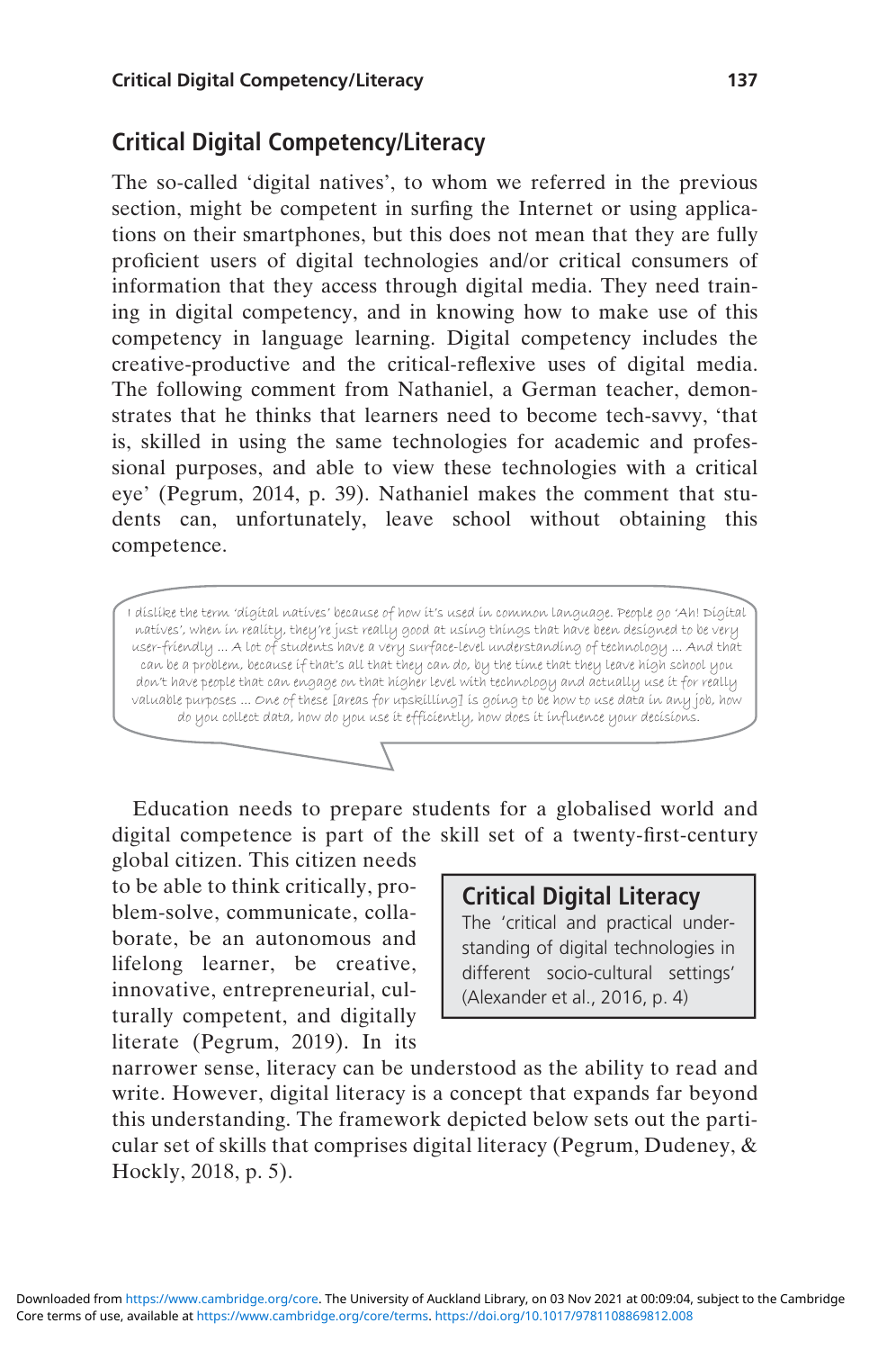## Critical Digital Competency/Literacy

The so-called 'digital natives', to whom we referred in the previous section, might be competent in surfing the Internet or using applications on their smartphones, but this does not mean that they are fully proficient users of digital technologies and/or critical consumers of information that they access through digital media. They need training in digital competency, and in knowing how to make use of this competency in language learning. Digital competency includes the creative-productive and the critical-reflexive uses of digital media. The following comment from Nathaniel, a German teacher, demonstrates that he thinks that learners need to become tech-savvy, 'that is, skilled in using the same technologies for academic and professional purposes, and able to view these technologies with a critical eye' (Pegrum, 2014, p. 39). Nathaniel makes the comment that students can, unfortunately, leave school without obtaining this competence.

> I dislike the term 'digital natives' because of how it's used in common language. People go 'Ah! Digital natives', when in reality, they're just really good at using things that have been designed to be very user-friendly ... A lot of students have a very surface-level understanding of technology ... And that can be a problem, because if that's all that they can do, by the time that they leave high school you don't have people that can engage on that higher level with technology and actually use it for really valuable purposes ... One of these [areas for upskilling] is going to be how to use data in any job, how do you collect data, how do you use it efficiently, how does it influence your decisions.

Education needs to prepare students for a globalised world and digital competence is part of the skill set of a twenty-first-century global citizen. This citizen needs to be able to think critically, problem-solve, communicate, collaborate, be an autonomous and lifelong learner, be creative, innovative, entrepreneurial, culturally competent, and digitally literate (Pegrum, 2019). In its narrower sense, literacy can be understood as the ability to read and write. However, digital literacy is a concept that expands far beyond this understanding. The framework depicted below sets out the particular set of skills that comprises digital literacy (Pegrum, Dudeney, & Hockly, 2018, p. 5).

> **Critical Digital Literacy**
> The 'critical and practical understanding of digital technologies in different socio-cultural settings' (Alexander et al., 2016, p. 4)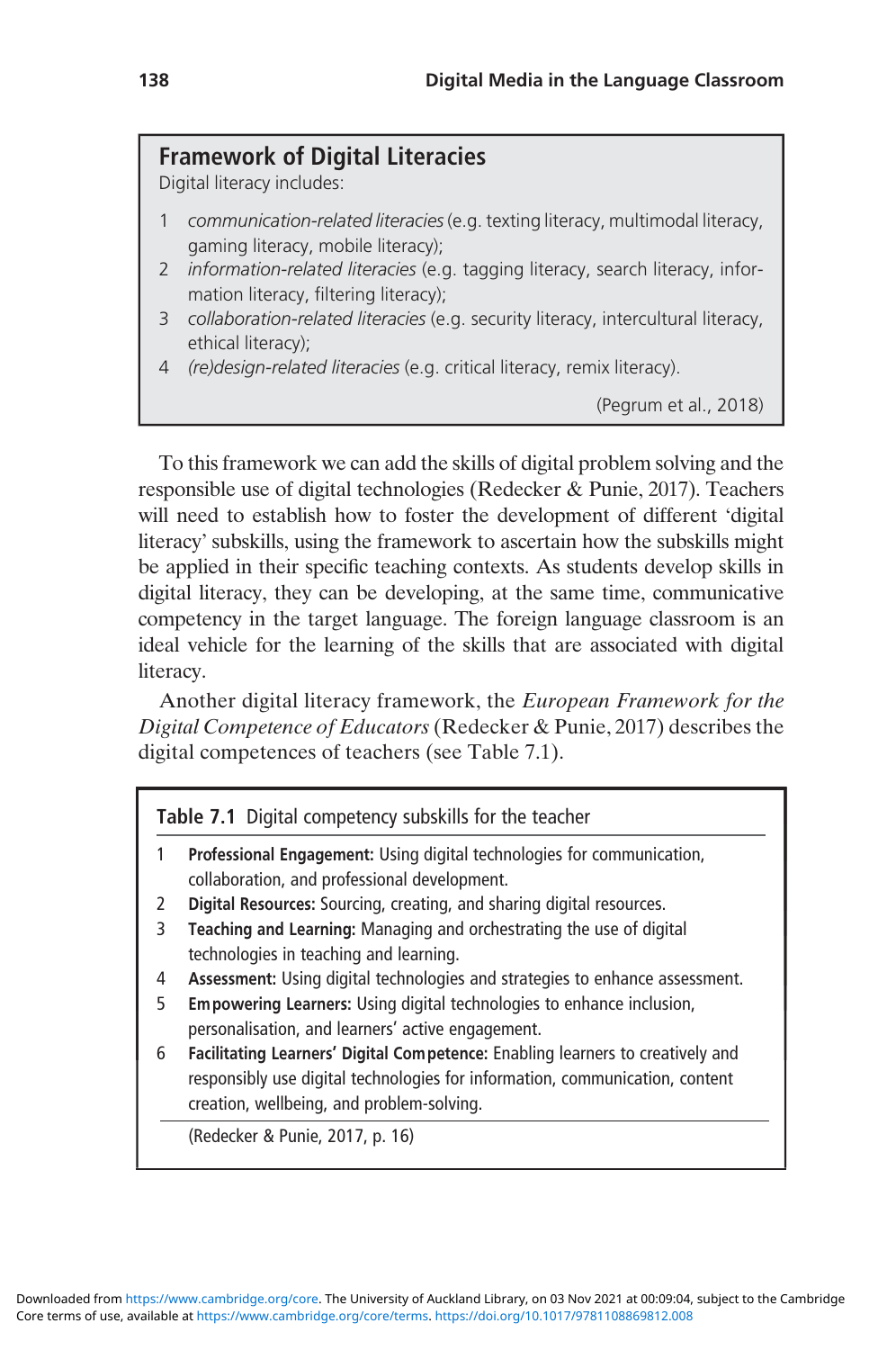## Framework of Digital Literacies

Digital literacy includes:

1. *communication-related literacies* (e.g. texting literacy, multimodal literacy, gaming literacy, mobile literacy);
2. *information-related literacies* (e.g. tagging literacy, search literacy, information literacy, filtering literacy);
3. *collaboration-related literacies* (e.g. security literacy, intercultural literacy, ethical literacy);
4. *(re)design-related literacies* (e.g. critical literacy, remix literacy).

(Pegrum et al., 2018)

To this framework we can add the skills of digital problem solving and the responsible use of digital technologies (Redecker & Punie, 2017). Teachers will need to establish how to foster the development of different 'digital literacy' subskills, using the framework to ascertain how the subskills might be applied in their specific teaching contexts. As students develop skills in digital literacy, they can be developing, at the same time, communicative competency in the target language. The foreign language classroom is an ideal vehicle for the learning of the skills that are associated with digital literacy.

Another digital literacy framework, the *European Framework for the Digital Competence of Educators* (Redecker & Punie, 2017) describes the digital competences of teachers (see Table 7.1).

**Table 7.1** Digital competency subskills for the teacher

1. **Professional Engagement:** Using digital technologies for communication, collaboration, and professional development.
2. **Digital Resources:** Sourcing, creating, and sharing digital resources.
3. **Teaching and Learning:** Managing and orchestrating the use of digital technologies in teaching and learning.
4. **Assessment:** Using digital technologies and strategies to enhance assessment.
5. **Empowering Learners:** Using digital technologies to enhance inclusion, personalisation, and learners' active engagement.
6. **Facilitating Learners' Digital Competence:** Enabling learners to creatively and responsibly use digital technologies for information, communication, content creation, wellbeing, and problem-solving.

(Redecker & Punie, 2017, p. 16)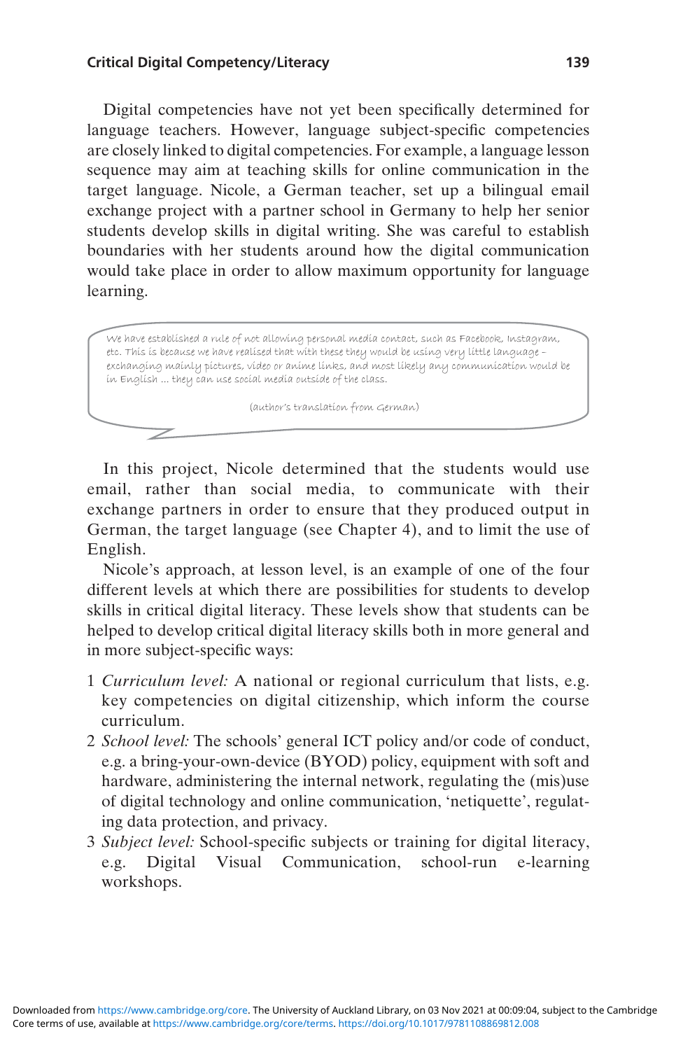Digital competencies have not yet been specifically determined for language teachers. However, language subject-specific competencies are closely linked to digital competencies. For example, a language lesson sequence may aim at teaching skills for online communication in the target language. Nicole, a German teacher, set up a bilingual email exchange project with a partner school in Germany to help her senior students develop skills in digital writing. She was careful to establish boundaries with her students around how the digital communication would take place in order to allow maximum opportunity for language learning.

> We have established a rule of not allowing personal media contact, such as Facebook, Instagram, etc. This is because we have realised that with these they would be using very little language – exchanging mainly pictures, video or anime links, and most likely any communication would be in English … they can use social media outside of the class.
>
> (author's translation from German)

In this project, Nicole determined that the students would use email, rather than social media, to communicate with their exchange partners in order to ensure that they produced output in German, the target language (see Chapter 4), and to limit the use of English.

Nicole's approach, at lesson level, is an example of one of the four different levels at which there are possibilities for students to develop skills in critical digital literacy. These levels show that students can be helped to develop critical digital literacy skills both in more general and in more subject-specific ways:

1. *Curriculum level:* A national or regional curriculum that lists, e.g. key competencies on digital citizenship, which inform the course curriculum.
2. *School level:* The schools' general ICT policy and/or code of conduct, e.g. a bring-your-own-device (BYOD) policy, equipment with soft and hardware, administering the internal network, regulating the (mis)use of digital technology and online communication, 'netiquette', regulating data protection, and privacy.
3. *Subject level:* School-specific subjects or training for digital literacy, e.g. Digital Visual Communication, school-run e-learning workshops.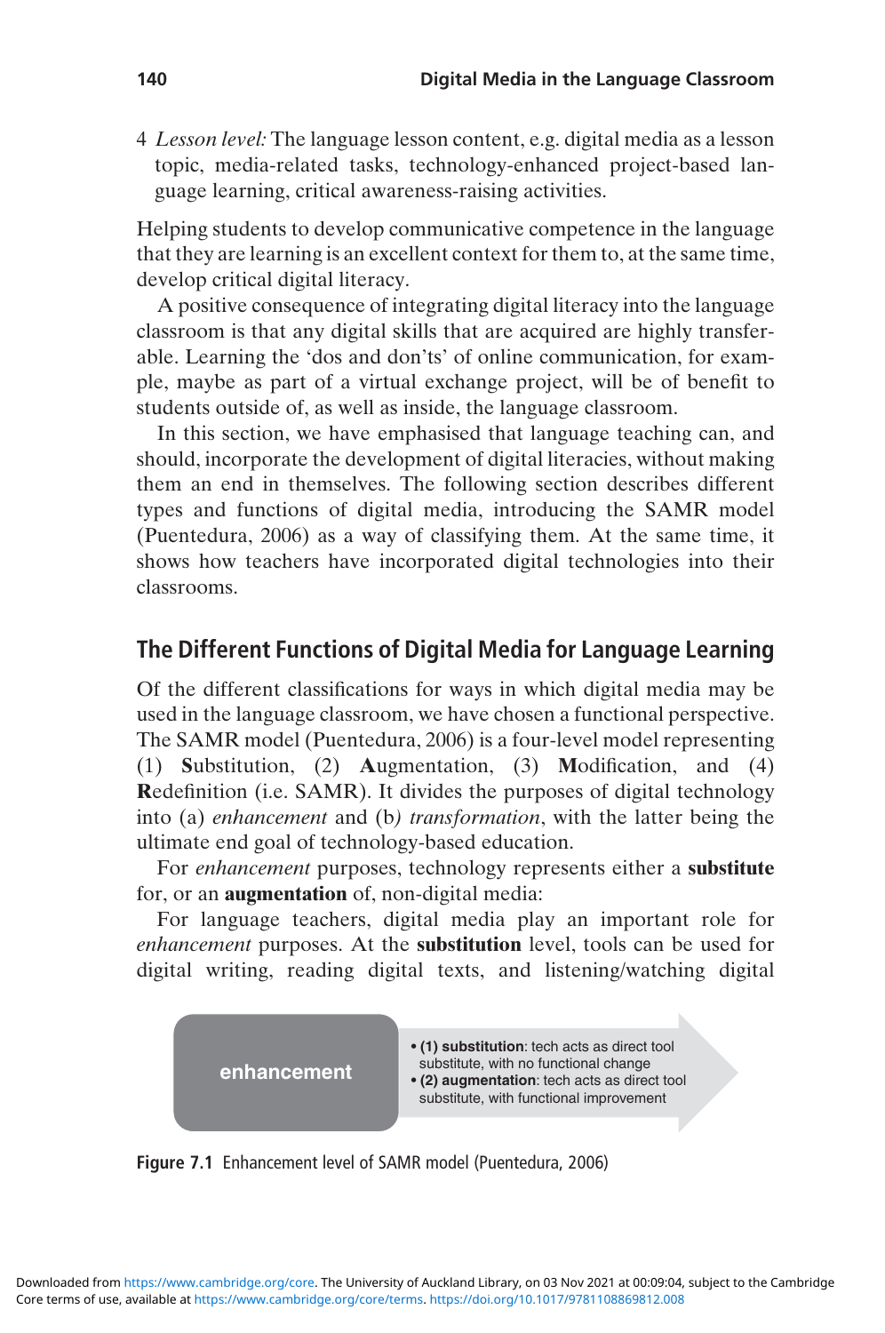4 *Lesson level:* The language lesson content, e.g. digital media as a lesson topic, media-related tasks, technology-enhanced project-based language learning, critical awareness-raising activities.

Helping students to develop communicative competence in the language that they are learning is an excellent context for them to, at the same time, develop critical digital literacy.

A positive consequence of integrating digital literacy into the language classroom is that any digital skills that are acquired are highly transferable. Learning the 'dos and don'ts' of online communication, for example, maybe as part of a virtual exchange project, will be of benefit to students outside of, as well as inside, the language classroom.

In this section, we have emphasised that language teaching can, and should, incorporate the development of digital literacies, without making them an end in themselves. The following section describes different types and functions of digital media, introducing the SAMR model (Puentedura, 2006) as a way of classifying them. At the same time, it shows how teachers have incorporated digital technologies into their classrooms.

## The Different Functions of Digital Media for Language Learning

Of the different classifications for ways in which digital media may be used in the language classroom, we have chosen a functional perspective. The SAMR model (Puentedura, 2006) is a four-level model representing (1) **S**ubstitution, (2) **A**ugmentation, (3) **M**odification, and (4) **R**edefinition (i.e. SAMR). It divides the purposes of digital technology into (a) *enhancement* and (b*) transformation*, with the latter being the ultimate end goal of technology-based education.

For *enhancement* purposes, technology represents either a **substitute** for, or an **augmentation** of, non-digital media:

For language teachers, digital media play an important role for *enhancement* purposes. At the **substitution** level, tools can be used for digital writing, reading digital texts, and listening/watching digital

**enhancement**

- **(1) substitution**: tech acts as direct tool substitute, with no functional change
- **(2) augmentation**: tech acts as direct tool substitute, with functional improvement

**Figure 7.1** Enhancement level of SAMR model (Puentedura, 2006)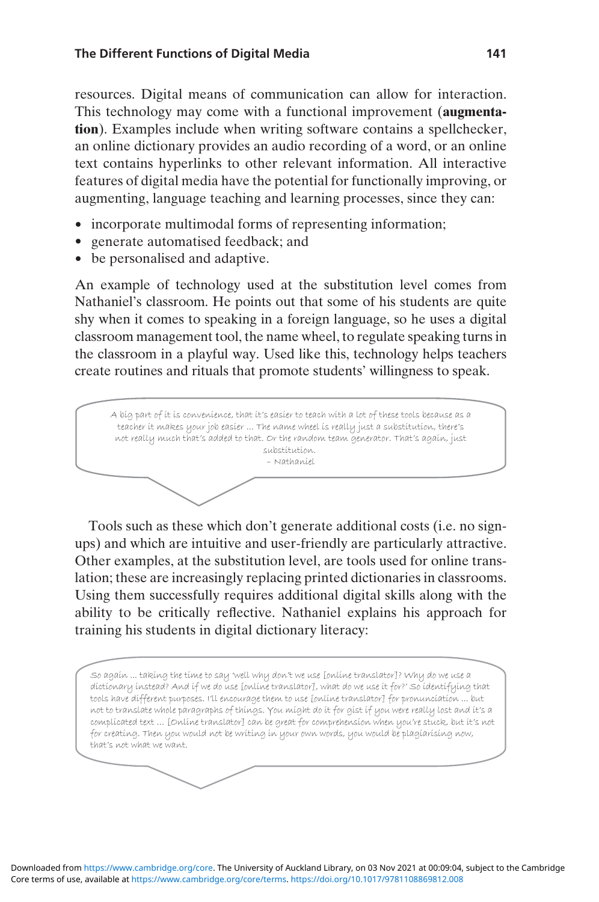resources. Digital means of communication can allow for interaction. This technology may come with a functional improvement (**augmentation**). Examples include when writing software contains a spellchecker, an online dictionary provides an audio recording of a word, or an online text contains hyperlinks to other relevant information. All interactive features of digital media have the potential for functionally improving, or augmenting, language teaching and learning processes, since they can:

- incorporate multimodal forms of representing information;
- generate automatised feedback; and
- be personalised and adaptive.

An example of technology used at the substitution level comes from Nathaniel's classroom. He points out that some of his students are quite shy when it comes to speaking in a foreign language, so he uses a digital classroom management tool, the name wheel, to regulate speaking turns in the classroom in a playful way. Used like this, technology helps teachers create routines and rituals that promote students' willingness to speak.

> A big part of it is convenience, that it's easier to teach with a lot of these tools because as a teacher it makes your job easier ... The name wheel is really just a substitution, there's not really much that's added to that. Or the random team generator. That's again, just substitution.
> – Nathaniel

Tools such as these which don't generate additional costs (i.e. no sign-ups) and which are intuitive and user-friendly are particularly attractive. Other examples, at the substitution level, are tools used for online translation; these are increasingly replacing printed dictionaries in classrooms. Using them successfully requires additional digital skills along with the ability to be critically reflective. Nathaniel explains his approach for training his students in digital dictionary literacy:

> So again ... taking the time to say 'well why don't we use [online translator]? Why do we use a dictionary instead? And if we do use [online translator], what do we use it for?' So identifying that tools have different purposes. I'll encourage them to use [online translator] for pronunciation ... but not to translate whole paragraphs of things. You might do it for gist if you were really lost and it's a complicated text ... [Online translator] can be great for comprehension when you're stuck, but it's not for creating. Then you would not be writing in your own words, you would be plagiarising now, that's not what we want.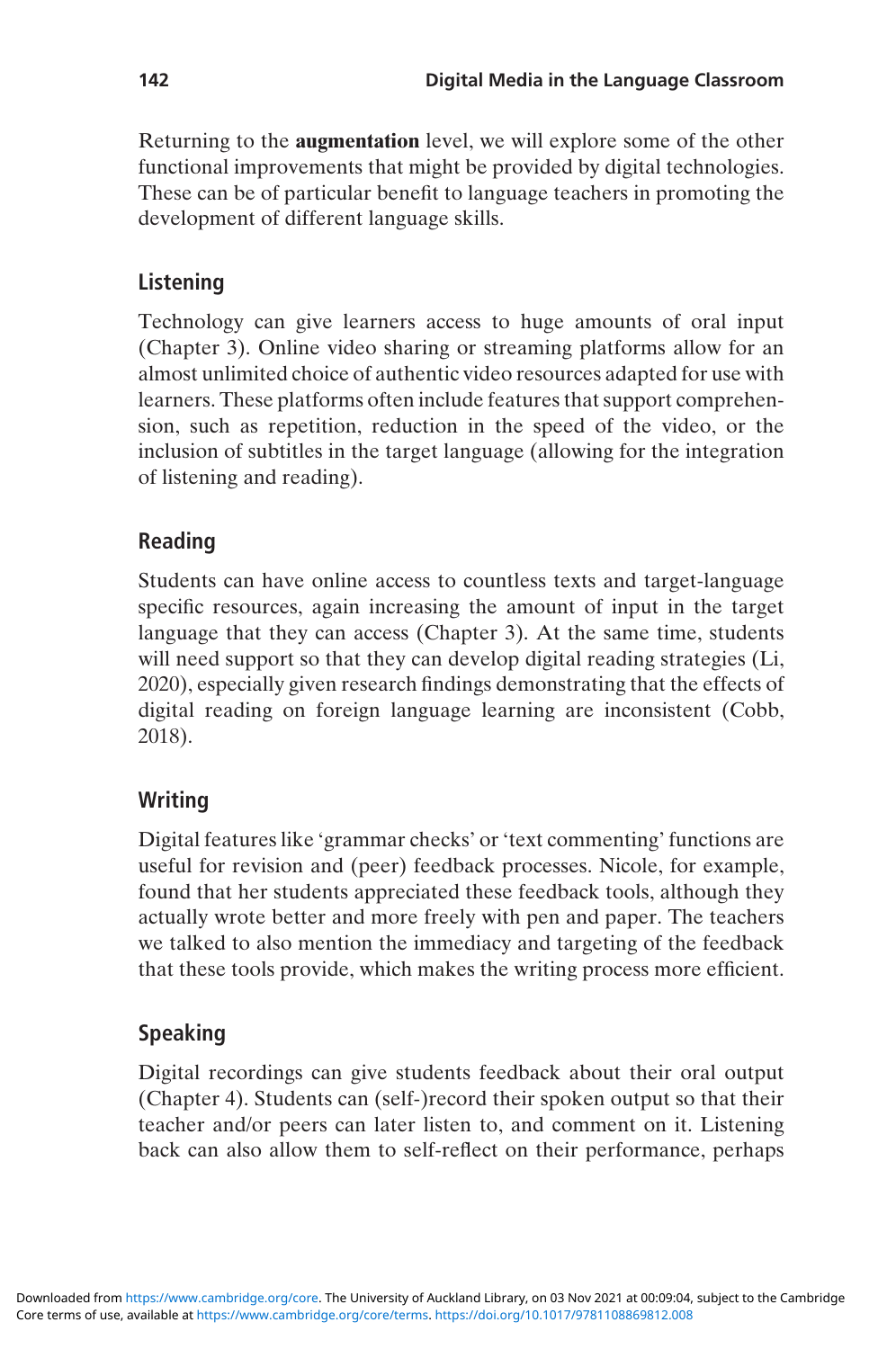Returning to the **augmentation** level, we will explore some of the other functional improvements that might be provided by digital technologies. These can be of particular benefit to language teachers in promoting the development of different language skills.

### Listening

Technology can give learners access to huge amounts of oral input (Chapter 3). Online video sharing or streaming platforms allow for an almost unlimited choice of authentic video resources adapted for use with learners. These platforms often include features that support comprehension, such as repetition, reduction in the speed of the video, or the inclusion of subtitles in the target language (allowing for the integration of listening and reading).

### Reading

Students can have online access to countless texts and target-language specific resources, again increasing the amount of input in the target language that they can access (Chapter 3). At the same time, students will need support so that they can develop digital reading strategies (Li, 2020), especially given research findings demonstrating that the effects of digital reading on foreign language learning are inconsistent (Cobb, 2018).

### Writing

Digital features like 'grammar checks' or 'text commenting' functions are useful for revision and (peer) feedback processes. Nicole, for example, found that her students appreciated these feedback tools, although they actually wrote better and more freely with pen and paper. The teachers we talked to also mention the immediacy and targeting of the feedback that these tools provide, which makes the writing process more efficient.

### Speaking

Digital recordings can give students feedback about their oral output (Chapter 4). Students can (self-)record their spoken output so that their teacher and/or peers can later listen to, and comment on it. Listening back can also allow them to self-reflect on their performance, perhaps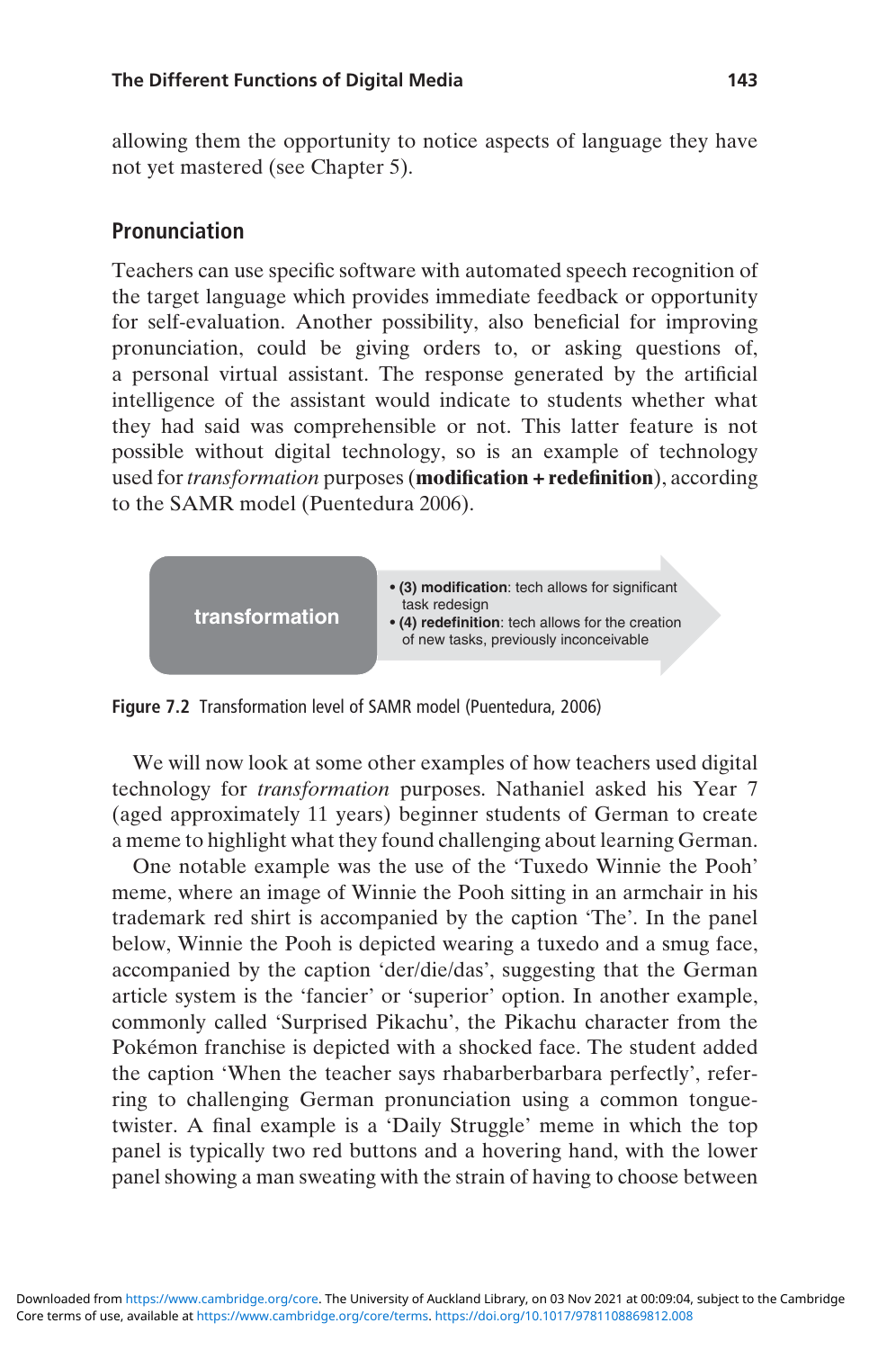allowing them the opportunity to notice aspects of language they have not yet mastered (see Chapter 5).

## Pronunciation

Teachers can use specific software with automated speech recognition of the target language which provides immediate feedback or opportunity for self-evaluation. Another possibility, also beneficial for improving pronunciation, could be giving orders to, or asking questions of, a personal virtual assistant. The response generated by the artificial intelligence of the assistant would indicate to students whether what they had said was comprehensible or not. This latter feature is not possible without digital technology, so is an example of technology used for *transformation* purposes (**modification + redefinition**), according to the SAMR model (Puentedura 2006).

**transformation**

- **(3) modification**: tech allows for significant task redesign
- **(4) redefinition**: tech allows for the creation of new tasks, previously inconceivable

**Figure 7.2** Transformation level of SAMR model (Puentedura, 2006)

We will now look at some other examples of how teachers used digital technology for *transformation* purposes. Nathaniel asked his Year 7 (aged approximately 11 years) beginner students of German to create a meme to highlight what they found challenging about learning German.

One notable example was the use of the 'Tuxedo Winnie the Pooh' meme, where an image of Winnie the Pooh sitting in an armchair in his trademark red shirt is accompanied by the caption 'The'. In the panel below, Winnie the Pooh is depicted wearing a tuxedo and a smug face, accompanied by the caption 'der/die/das', suggesting that the German article system is the 'fancier' or 'superior' option. In another example, commonly called 'Surprised Pikachu', the Pikachu character from the Pokémon franchise is depicted with a shocked face. The student added the caption 'When the teacher says rhabarberbarbara perfectly', referring to challenging German pronunciation using a common tongue-twister. A final example is a 'Daily Struggle' meme in which the top panel is typically two red buttons and a hovering hand, with the lower panel showing a man sweating with the strain of having to choose between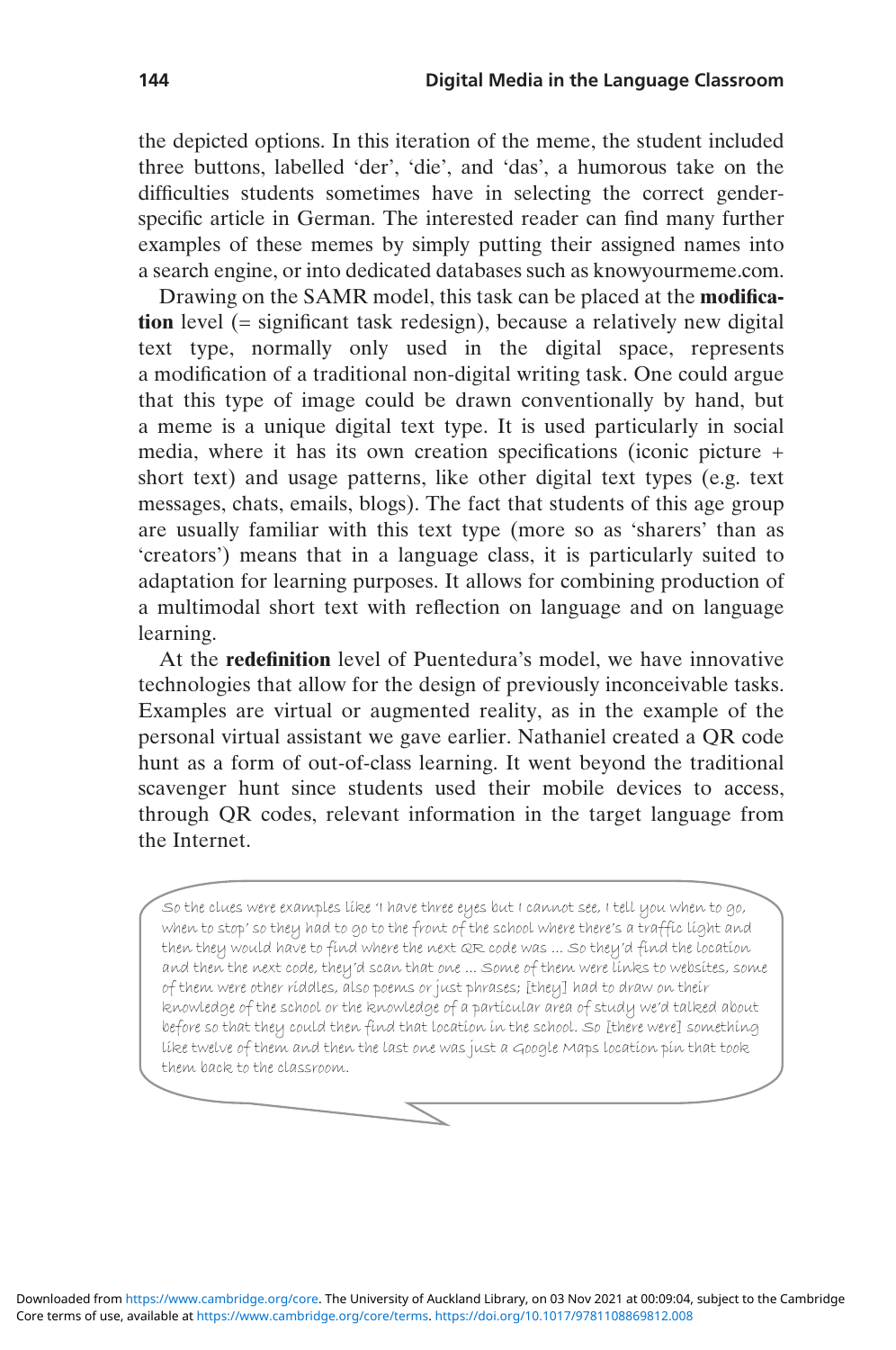the depicted options. In this iteration of the meme, the student included three buttons, labelled 'der', 'die', and 'das', a humorous take on the difficulties students sometimes have in selecting the correct gender-specific article in German. The interested reader can find many further examples of these memes by simply putting their assigned names into a search engine, or into dedicated databases such as knowyourmeme.com.

Drawing on the SAMR model, this task can be placed at the **modification** level (= significant task redesign), because a relatively new digital text type, normally only used in the digital space, represents a modification of a traditional non-digital writing task. One could argue that this type of image could be drawn conventionally by hand, but a meme is a unique digital text type. It is used particularly in social media, where it has its own creation specifications (iconic picture + short text) and usage patterns, like other digital text types (e.g. text messages, chats, emails, blogs). The fact that students of this age group are usually familiar with this text type (more so as 'sharers' than as 'creators') means that in a language class, it is particularly suited to adaptation for learning purposes. It allows for combining production of a multimodal short text with reflection on language and on language learning.

At the **redefinition** level of Puentedura's model, we have innovative technologies that allow for the design of previously inconceivable tasks. Examples are virtual or augmented reality, as in the example of the personal virtual assistant we gave earlier. Nathaniel created a QR code hunt as a form of out-of-class learning. It went beyond the traditional scavenger hunt since students used their mobile devices to access, through QR codes, relevant information in the target language from the Internet.

> So the clues were examples like 'I have three eyes but I cannot see, I tell you when to go, when to stop' so they had to go to the front of the school where there's a traffic light and then they would have to find where the next QR code was … So they'd find the location and then the next code, they'd scan that one … Some of them were links to websites, some of them were other riddles, also poems or just phrases; [they] had to draw on their knowledge of the school or the knowledge of a particular area of study we'd talked about before so that they could then find that location in the school. So [there were] something like twelve of them and then the last one was just a Google Maps location pin that took them back to the classroom.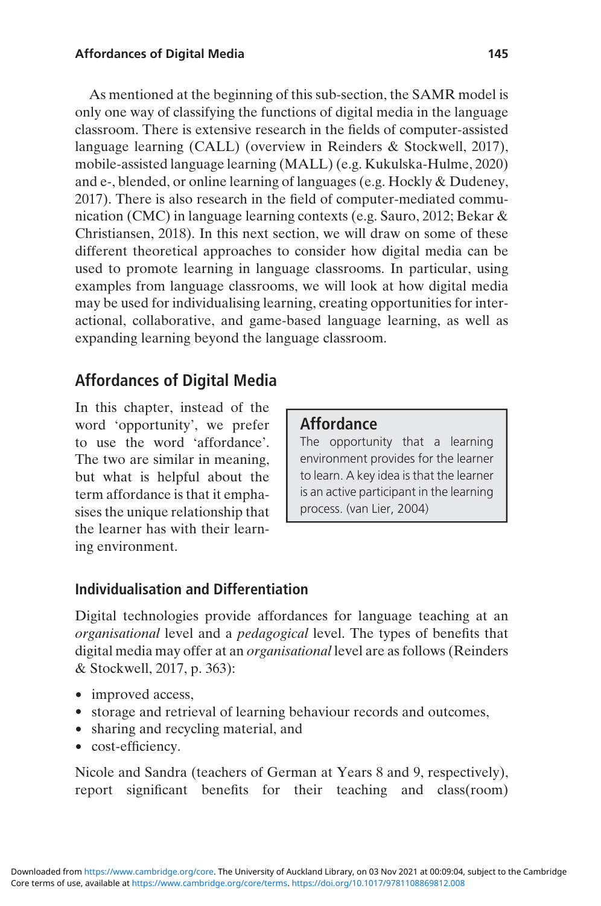As mentioned at the beginning of this sub-section, the SAMR model is only one way of classifying the functions of digital media in the language classroom. There is extensive research in the fields of computer-assisted language learning (CALL) (overview in Reinders & Stockwell, 2017), mobile-assisted language learning (MALL) (e.g. Kukulska-Hulme, 2020) and e-, blended, or online learning of languages (e.g. Hockly & Dudeney, 2017). There is also research in the field of computer-mediated communication (CMC) in language learning contexts (e.g. Sauro, 2012; Bekar & Christiansen, 2018). In this next section, we will draw on some of these different theoretical approaches to consider how digital media can be used to promote learning in language classrooms. In particular, using examples from language classrooms, we will look at how digital media may be used for individualising learning, creating opportunities for interactional, collaborative, and game-based language learning, as well as expanding learning beyond the language classroom.

## Affordances of Digital Media

In this chapter, instead of the word 'opportunity', we prefer to use the word 'affordance'. The two are similar in meaning, but what is helpful about the term affordance is that it emphasises the unique relationship that the learner has with their learning environment.

> **Affordance**
>
> The opportunity that a learning environment provides for the learner to learn. A key idea is that the learner is an active participant in the learning process. (van Lier, 2004)

### Individualisation and Differentiation

Digital technologies provide affordances for language teaching at an *organisational* level and a *pedagogical* level. The types of benefits that digital media may offer at an *organisational* level are as follows (Reinders & Stockwell, 2017, p. 363):

- improved access,
- storage and retrieval of learning behaviour records and outcomes,
- sharing and recycling material, and
- cost-efficiency.

Nicole and Sandra (teachers of German at Years 8 and 9, respectively), report significant benefits for their teaching and class(room)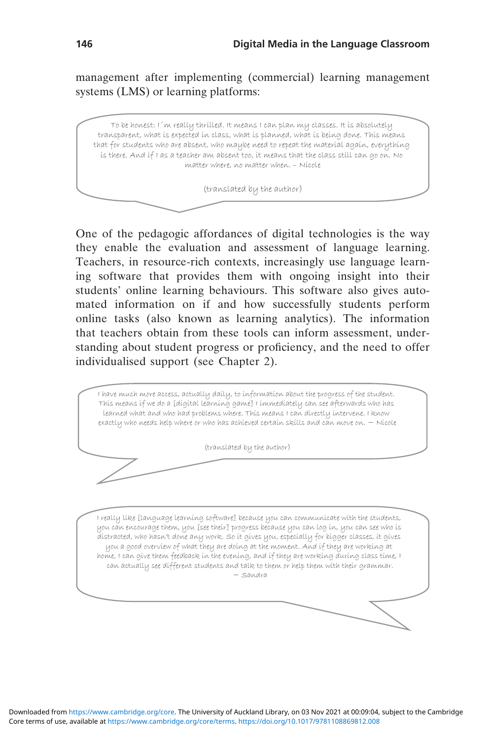management after implementing (commercial) learning management systems (LMS) or learning platforms:

> To be honest: I´m really thrilled. It means I can plan my classes. It is absolutely transparent, what is expected in class, what is planned, what is being done. This means that for students who are absent, who maybe need to repeat the material again, everything is there. And if I as a teacher am absent too, it means that the class still can go on. No matter where, no matter when. – Nicole
>
> (translated by the author)

One of the pedagogic affordances of digital technologies is the way they enable the evaluation and assessment of language learning. Teachers, in resource-rich contexts, increasingly use language learning software that provides them with ongoing insight into their students' online learning behaviours. This software also gives automated information on if and how successfully students perform online tasks (also known as learning analytics). The information that teachers obtain from these tools can inform assessment, understanding about student progress or proficiency, and the need to offer individualised support (see Chapter 2).

> I have much more access, actually daily, to information about the progress of the student. This means if we do a [digital learning game] I immediately can see afterwards who has learned what and who had problems where. This means I can directly intervene. I know exactly who needs help where or who has achieved certain skills and can move on. — Nicole
>
> (translated by the author)

> I really like [language learning software] because you can communicate with the students, you can encourage them, you [see their] progress because you can log in, you can see who is distracted, who hasn't done any work. So it gives you, especially for bigger classes, it gives you a good overview of what they are doing at the moment. And if they are working at home, I can give them feedback in the evening, and if they are working during class time, I can actually see different students and talk to them or help them with their grammar. — Sandra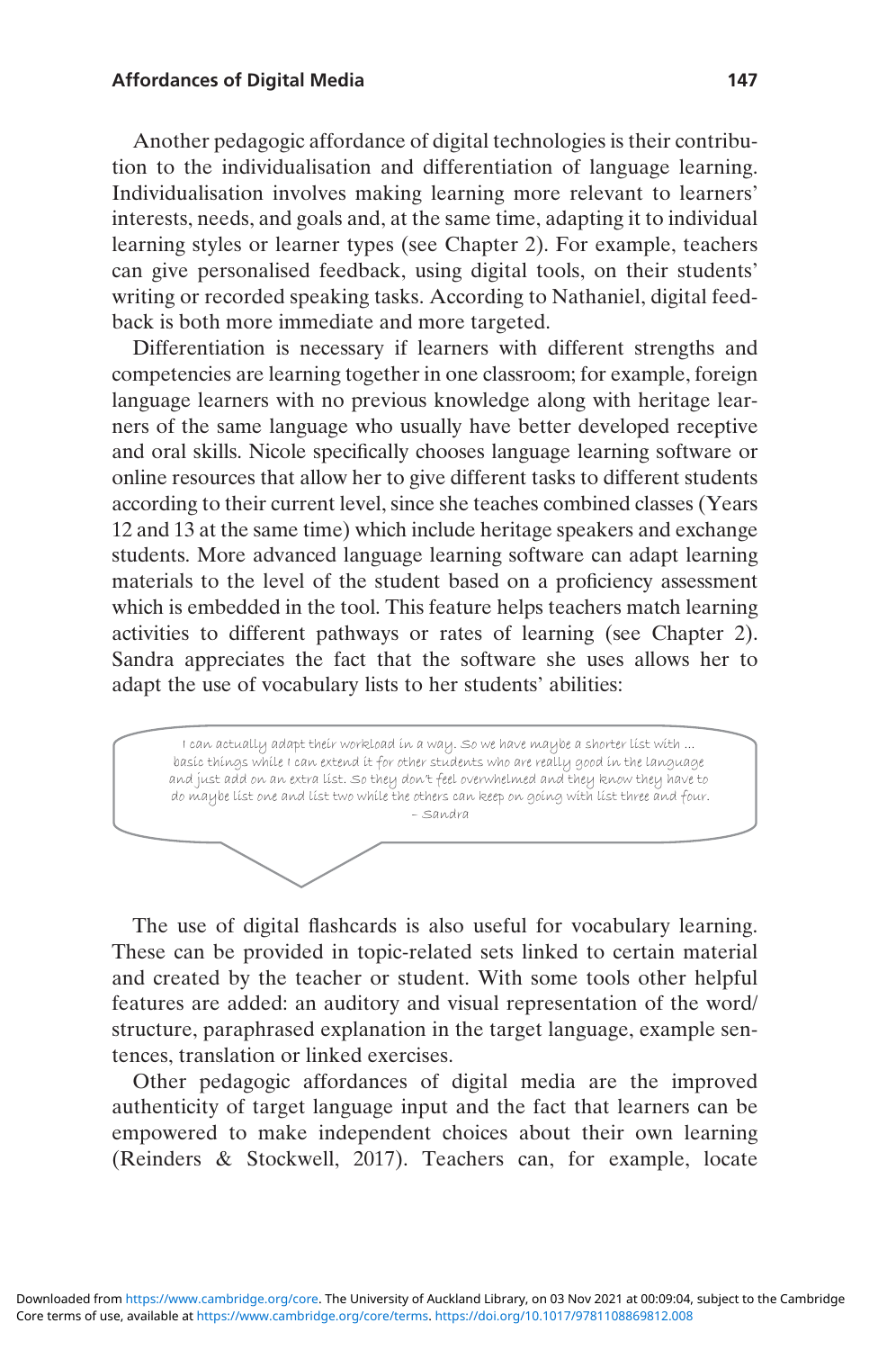Another pedagogic affordance of digital technologies is their contribution to the individualisation and differentiation of language learning. Individualisation involves making learning more relevant to learners' interests, needs, and goals and, at the same time, adapting it to individual learning styles or learner types (see Chapter 2). For example, teachers can give personalised feedback, using digital tools, on their students' writing or recorded speaking tasks. According to Nathaniel, digital feedback is both more immediate and more targeted.

Differentiation is necessary if learners with different strengths and competencies are learning together in one classroom; for example, foreign language learners with no previous knowledge along with heritage learners of the same language who usually have better developed receptive and oral skills. Nicole specifically chooses language learning software or online resources that allow her to give different tasks to different students according to their current level, since she teaches combined classes (Years 12 and 13 at the same time) which include heritage speakers and exchange students. More advanced language learning software can adapt learning materials to the level of the student based on a proficiency assessment which is embedded in the tool. This feature helps teachers match learning activities to different pathways or rates of learning (see Chapter 2). Sandra appreciates the fact that the software she uses allows her to adapt the use of vocabulary lists to her students' abilities:

> I can actually adapt their workload in a way. So we have maybe a shorter list with ... basic things while I can extend it for other students who are really good in the language and just add on an extra list. So they don't feel overwhelmed and they know they have to do maybe list one and list two while the others can keep on going with list three and four.
> – Sandra

The use of digital flashcards is also useful for vocabulary learning. These can be provided in topic-related sets linked to certain material and created by the teacher or student. With some tools other helpful features are added: an auditory and visual representation of the word/structure, paraphrased explanation in the target language, example sentences, translation or linked exercises.

Other pedagogic affordances of digital media are the improved authenticity of target language input and the fact that learners can be empowered to make independent choices about their own learning (Reinders & Stockwell, 2017). Teachers can, for example, locate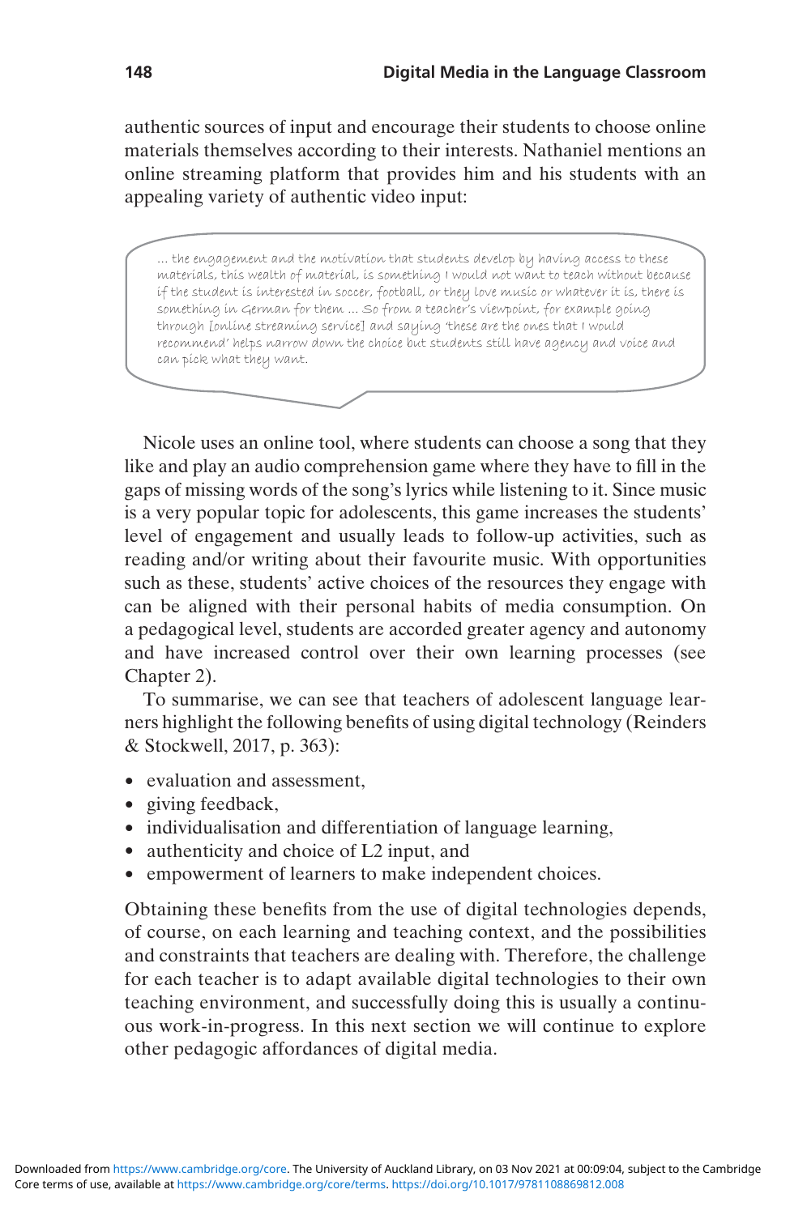authentic sources of input and encourage their students to choose online materials themselves according to their interests. Nathaniel mentions an online streaming platform that provides him and his students with an appealing variety of authentic video input:

> ... the engagement and the motivation that students develop by having access to these materials, this wealth of material, is something I would not want to teach without because if the student is interested in soccer, football, or they love music or whatever it is, there is something in German for them ... So from a teacher's viewpoint, for example going through [online streaming service] and saying 'these are the ones that I would recommend' helps narrow down the choice but students still have agency and voice and can pick what they want.

Nicole uses an online tool, where students can choose a song that they like and play an audio comprehension game where they have to fill in the gaps of missing words of the song's lyrics while listening to it. Since music is a very popular topic for adolescents, this game increases the students' level of engagement and usually leads to follow-up activities, such as reading and/or writing about their favourite music. With opportunities such as these, students' active choices of the resources they engage with can be aligned with their personal habits of media consumption. On a pedagogical level, students are accorded greater agency and autonomy and have increased control over their own learning processes (see Chapter 2).

To summarise, we can see that teachers of adolescent language learners highlight the following benefits of using digital technology (Reinders & Stockwell, 2017, p. 363):

- evaluation and assessment,
- giving feedback,
- individualisation and differentiation of language learning,
- authenticity and choice of L2 input, and
- empowerment of learners to make independent choices.

Obtaining these benefits from the use of digital technologies depends, of course, on each learning and teaching context, and the possibilities and constraints that teachers are dealing with. Therefore, the challenge for each teacher is to adapt available digital technologies to their own teaching environment, and successfully doing this is usually a continuous work-in-progress. In this next section we will continue to explore other pedagogic affordances of digital media.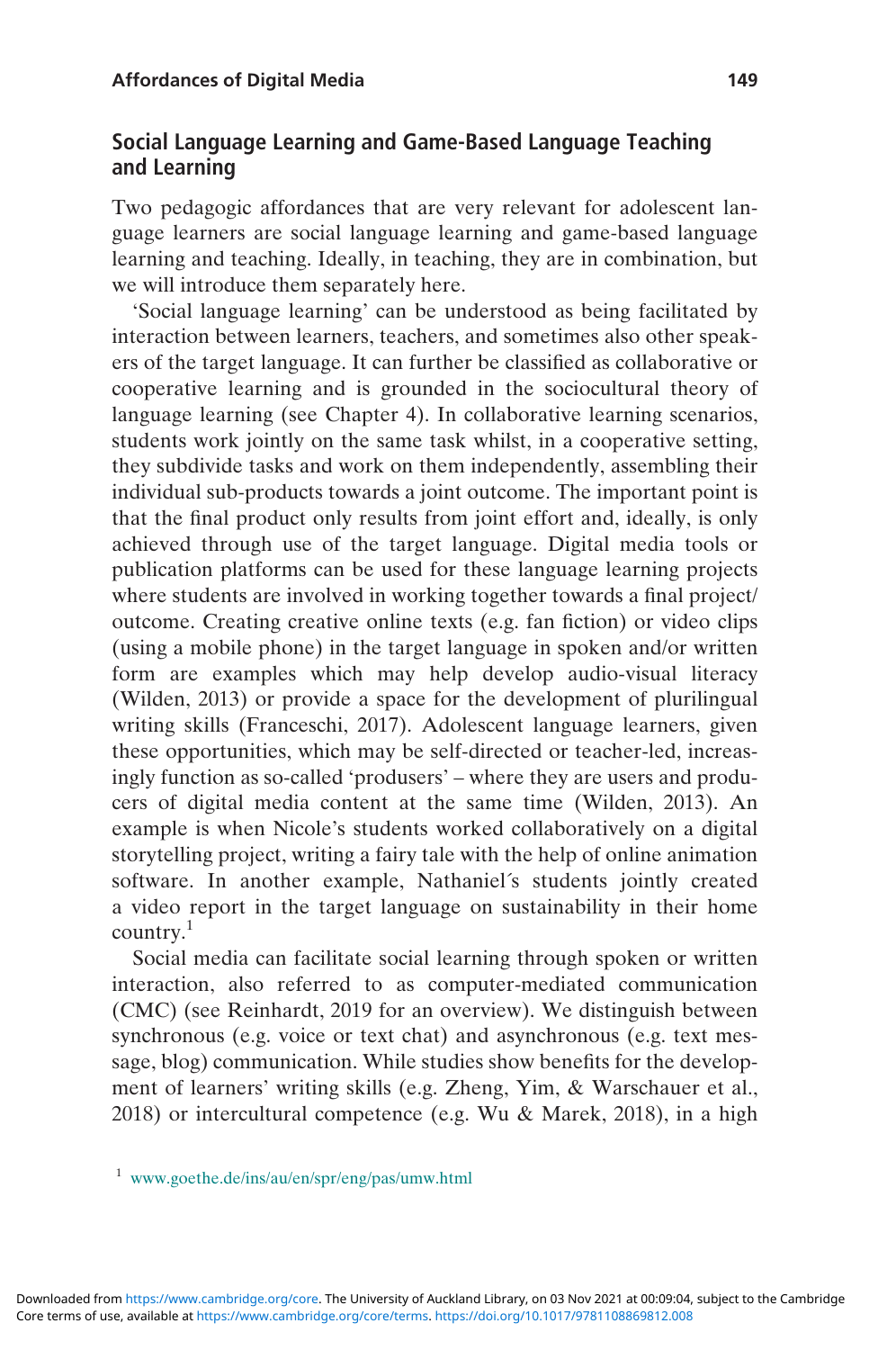## Social Language Learning and Game-Based Language Teaching and Learning

Two pedagogic affordances that are very relevant for adolescent language learners are social language learning and game-based language learning and teaching. Ideally, in teaching, they are in combination, but we will introduce them separately here.

'Social language learning' can be understood as being facilitated by interaction between learners, teachers, and sometimes also other speakers of the target language. It can further be classified as collaborative or cooperative learning and is grounded in the sociocultural theory of language learning (see Chapter 4). In collaborative learning scenarios, students work jointly on the same task whilst, in a cooperative setting, they subdivide tasks and work on them independently, assembling their individual sub-products towards a joint outcome. The important point is that the final product only results from joint effort and, ideally, is only achieved through use of the target language. Digital media tools or publication platforms can be used for these language learning projects where students are involved in working together towards a final project/outcome. Creating creative online texts (e.g. fan fiction) or video clips (using a mobile phone) in the target language in spoken and/or written form are examples which may help develop audio-visual literacy (Wilden, 2013) or provide a space for the development of plurilingual writing skills (Franceschi, 2017). Adolescent language learners, given these opportunities, which may be self-directed or teacher-led, increasingly function as so-called 'produsers' – where they are users and producers of digital media content at the same time (Wilden, 2013). An example is when Nicole's students worked collaboratively on a digital storytelling project, writing a fairy tale with the help of online animation software. In another example, Nathaniel´s students jointly created a video report in the target language on sustainability in their home country.[1]

Social media can facilitate social learning through spoken or written interaction, also referred to as computer-mediated communication (CMC) (see Reinhardt, 2019 for an overview). We distinguish between synchronous (e.g. voice or text chat) and asynchronous (e.g. text message, blog) communication. While studies show benefits for the development of learners' writing skills (e.g. Zheng, Yim, & Warschauer et al., 2018) or intercultural competence (e.g. Wu & Marek, 2018), in a high

[1] www.goethe.de/ins/au/en/spr/eng/pas/umw.html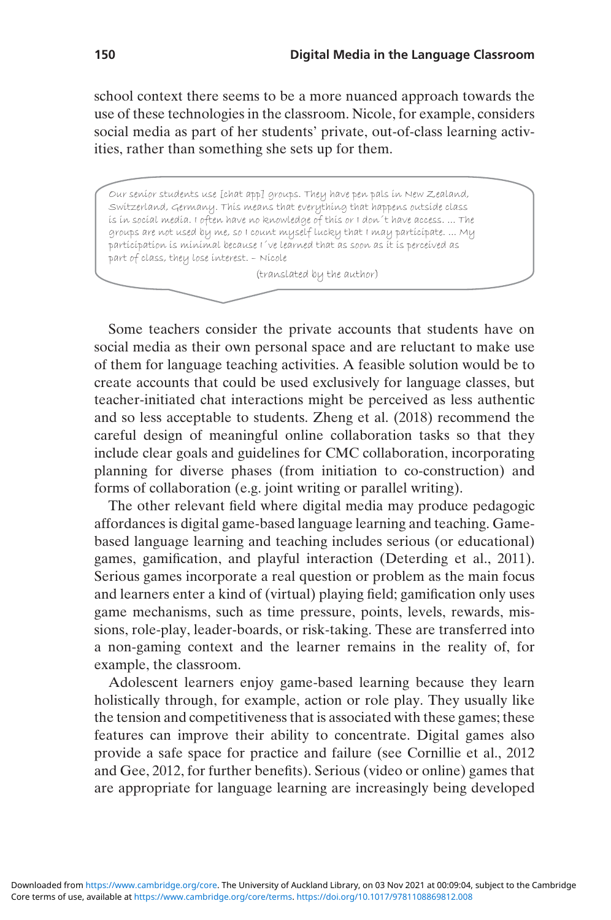school context there seems to be a more nuanced approach towards the use of these technologies in the classroom. Nicole, for example, considers social media as part of her students' private, out-of-class learning activities, rather than something she sets up for them.

> Our senior students use [chat app] groups. They have pen pals in New Zealand, Switzerland, Germany. This means that everything that happens outside class is in social media. I often have no knowledge of this or I don´t have access. … The groups are not used by me, so I count myself lucky that I may participate. … My participation is minimal because I´ve learned that as soon as it is perceived as part of class, they lose interest. – Nicole
>
> (translated by the author)

Some teachers consider the private accounts that students have on social media as their own personal space and are reluctant to make use of them for language teaching activities. A feasible solution would be to create accounts that could be used exclusively for language classes, but teacher-initiated chat interactions might be perceived as less authentic and so less acceptable to students. Zheng et al. (2018) recommend the careful design of meaningful online collaboration tasks so that they include clear goals and guidelines for CMC collaboration, incorporating planning for diverse phases (from initiation to co-construction) and forms of collaboration (e.g. joint writing or parallel writing).

The other relevant field where digital media may produce pedagogic affordances is digital game-based language learning and teaching. Game-based language learning and teaching includes serious (or educational) games, gamification, and playful interaction (Deterding et al., 2011). Serious games incorporate a real question or problem as the main focus and learners enter a kind of (virtual) playing field; gamification only uses game mechanisms, such as time pressure, points, levels, rewards, missions, role-play, leader-boards, or risk-taking. These are transferred into a non-gaming context and the learner remains in the reality of, for example, the classroom.

Adolescent learners enjoy game-based learning because they learn holistically through, for example, action or role play. They usually like the tension and competitiveness that is associated with these games; these features can improve their ability to concentrate. Digital games also provide a safe space for practice and failure (see Cornillie et al., 2012 and Gee, 2012, for further benefits). Serious (video or online) games that are appropriate for language learning are increasingly being developed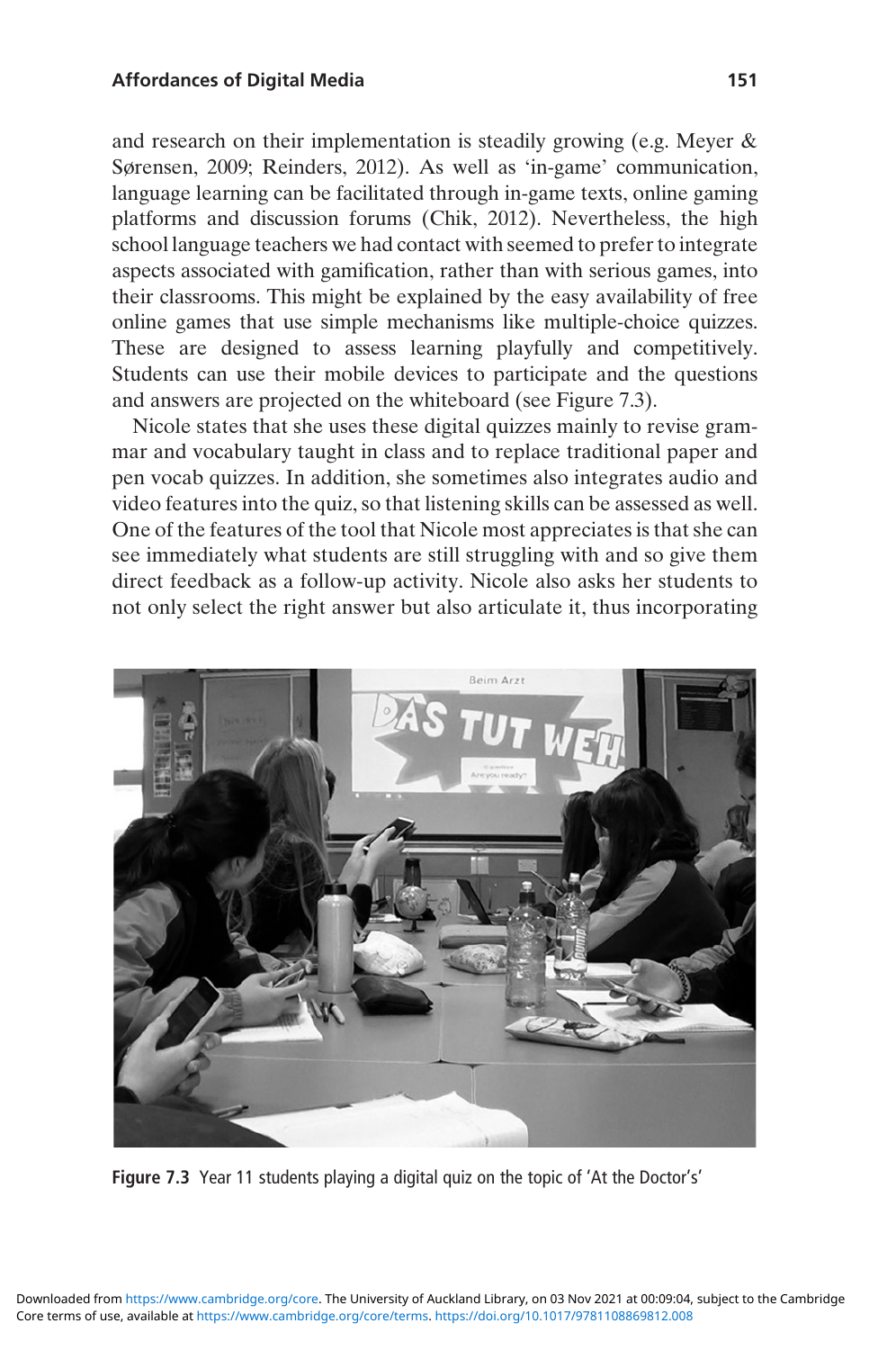and research on their implementation is steadily growing (e.g. Meyer & Sørensen, 2009; Reinders, 2012). As well as 'in-game' communication, language learning can be facilitated through in-game texts, online gaming platforms and discussion forums (Chik, 2012). Nevertheless, the high school language teachers we had contact with seemed to prefer to integrate aspects associated with gamification, rather than with serious games, into their classrooms. This might be explained by the easy availability of free online games that use simple mechanisms like multiple-choice quizzes. These are designed to assess learning playfully and competitively. Students can use their mobile devices to participate and the questions and answers are projected on the whiteboard (see Figure 7.3).

Nicole states that she uses these digital quizzes mainly to revise grammar and vocabulary taught in class and to replace traditional paper and pen vocab quizzes. In addition, she sometimes also integrates audio and video features into the quiz, so that listening skills can be assessed as well. One of the features of the tool that Nicole most appreciates is that she can see immediately what students are still struggling with and so give them direct feedback as a follow-up activity. Nicole also asks her students to not only select the right answer but also articulate it, thus incorporating

**Figure 7.3** Year 11 students playing a digital quiz on the topic of 'At the Doctor's'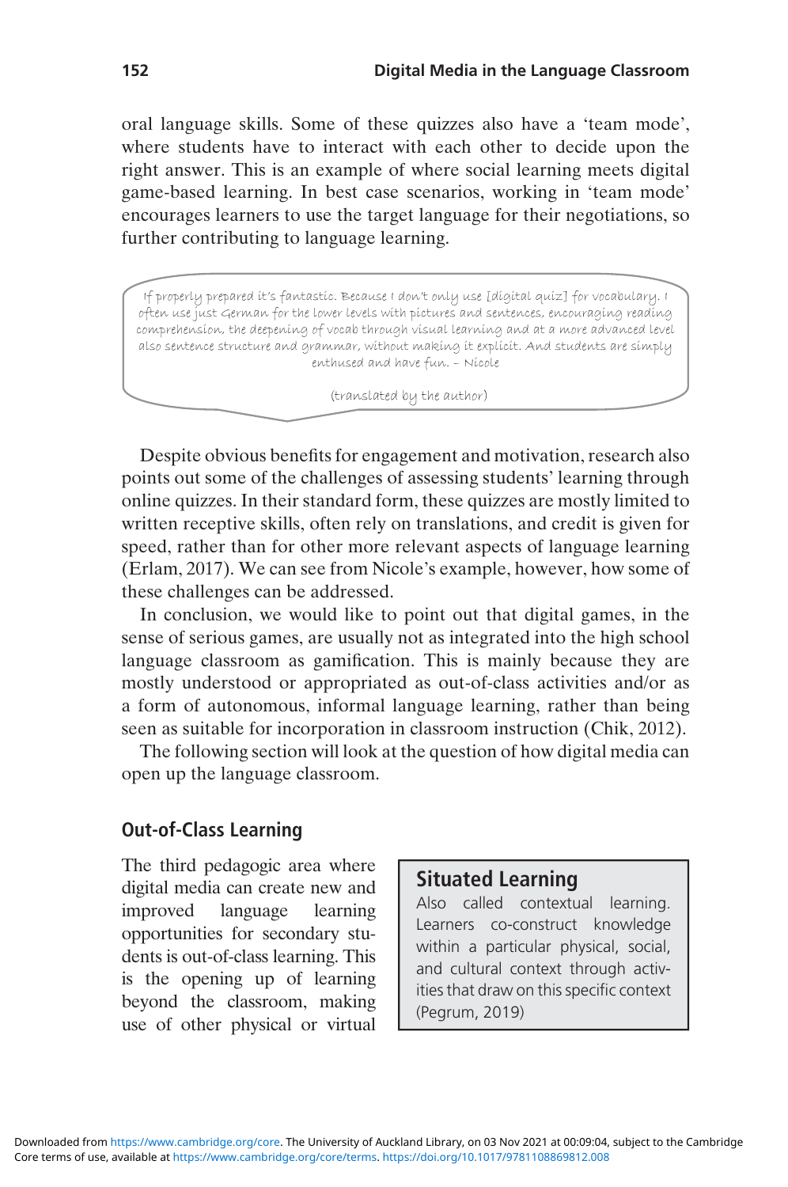oral language skills. Some of these quizzes also have a 'team mode', where students have to interact with each other to decide upon the right answer. This is an example of where social learning meets digital game-based learning. In best case scenarios, working in 'team mode' encourages learners to use the target language for their negotiations, so further contributing to language learning.

> If properly prepared it's fantastic. Because I don't only use [digital quiz] for vocabulary. I often use just German for the lower levels with pictures and sentences, encouraging reading comprehension, the deepening of vocab through visual learning and at a more advanced level also sentence structure and grammar, without making it explicit. And students are simply enthused and have fun. – Nicole
>
> (translated by the author)

Despite obvious benefits for engagement and motivation, research also points out some of the challenges of assessing students' learning through online quizzes. In their standard form, these quizzes are mostly limited to written receptive skills, often rely on translations, and credit is given for speed, rather than for other more relevant aspects of language learning (Erlam, 2017). We can see from Nicole's example, however, how some of these challenges can be addressed.

In conclusion, we would like to point out that digital games, in the sense of serious games, are usually not as integrated into the high school language classroom as gamification. This is mainly because they are mostly understood or appropriated as out-of-class activities and/or as a form of autonomous, informal language learning, rather than being seen as suitable for incorporation in classroom instruction (Chik, 2012).

The following section will look at the question of how digital media can open up the language classroom.

## Out-of-Class Learning

The third pedagogic area where digital media can create new and improved language learning opportunities for secondary students is out-of-class learning. This is the opening up of learning beyond the classroom, making use of other physical or virtual

> **Situated Learning**
>
> Also called contextual learning. Learners co-construct knowledge within a particular physical, social, and cultural context through activities that draw on this specific context (Pegrum, 2019)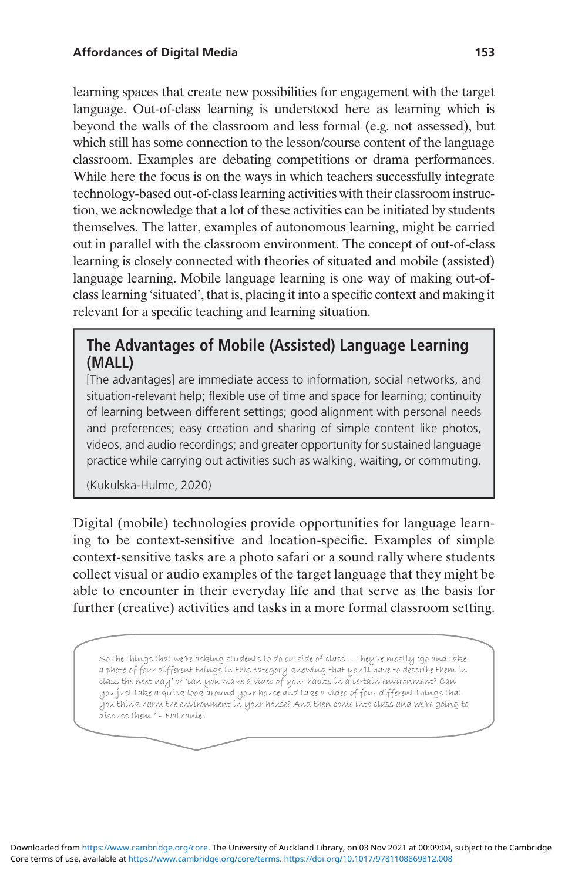learning spaces that create new possibilities for engagement with the target language. Out-of-class learning is understood here as learning which is beyond the walls of the classroom and less formal (e.g. not assessed), but which still has some connection to the lesson/course content of the language classroom. Examples are debating competitions or drama performances. While here the focus is on the ways in which teachers successfully integrate technology-based out-of-class learning activities with their classroom instruction, we acknowledge that a lot of these activities can be initiated by students themselves. The latter, examples of autonomous learning, might be carried out in parallel with the classroom environment. The concept of out-of-class learning is closely connected with theories of situated and mobile (assisted) language learning. Mobile language learning is one way of making out-of-class learning 'situated', that is, placing it into a specific context and making it relevant for a specific teaching and learning situation.

> **The Advantages of Mobile (Assisted) Language Learning (MALL)**
>
> [The advantages] are immediate access to information, social networks, and situation-relevant help; flexible use of time and space for learning; continuity of learning between different settings; good alignment with personal needs and preferences; easy creation and sharing of simple content like photos, videos, and audio recordings; and greater opportunity for sustained language practice while carrying out activities such as walking, waiting, or commuting.
>
> (Kukulska-Hulme, 2020)

Digital (mobile) technologies provide opportunities for language learning to be context-sensitive and location-specific. Examples of simple context-sensitive tasks are a photo safari or a sound rally where students collect visual or audio examples of the target language that they might be able to encounter in their everyday life and that serve as the basis for further (creative) activities and tasks in a more formal classroom setting.

> So the things that we're asking students to do outside of class … they're mostly 'go and take a photo of four different things in this category knowing that you'll have to describe them in class the next day' or 'can you make a video of your habits in a certain environment? Can you just take a quick look around your house and take a video of four different things that you think harm the environment in your house? And then come into class and we're going to discuss them.' – Nathaniel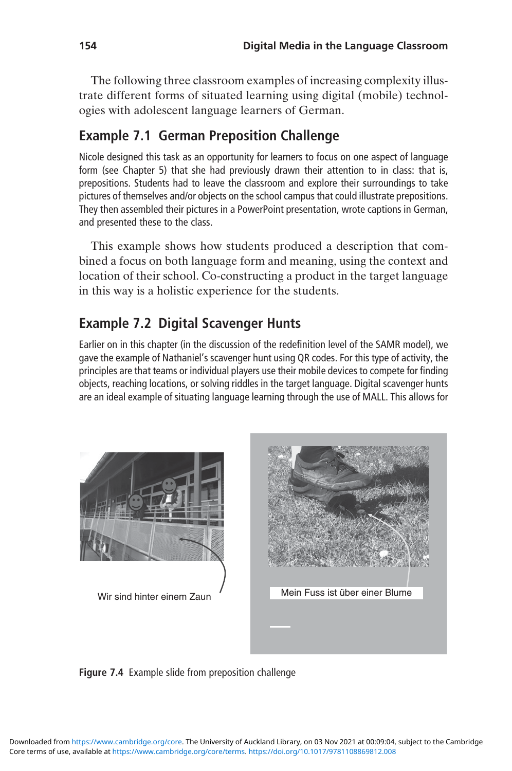The following three classroom examples of increasing complexity illustrate different forms of situated learning using digital (mobile) technologies with adolescent language learners of German.

## Example 7.1 German Preposition Challenge

Nicole designed this task as an opportunity for learners to focus on one aspect of language form (see Chapter 5) that she had previously drawn their attention to in class: that is, prepositions. Students had to leave the classroom and explore their surroundings to take pictures of themselves and/or objects on the school campus that could illustrate prepositions. They then assembled their pictures in a PowerPoint presentation, wrote captions in German, and presented these to the class.

This example shows how students produced a description that combined a focus on both language form and meaning, using the context and location of their school. Co-constructing a product in the target language in this way is a holistic experience for the students.

## Example 7.2 Digital Scavenger Hunts

Earlier on in this chapter (in the discussion of the redefinition level of the SAMR model), we gave the example of Nathaniel's scavenger hunt using QR codes. For this type of activity, the principles are that teams or individual players use their mobile devices to compete for finding objects, reaching locations, or solving riddles in the target language. Digital scavenger hunts are an ideal example of situating language learning through the use of MALL. This allows for

Wir sind hinter einem Zaun

Mein Fuss ist über einer Blume

**Figure 7.4** Example slide from preposition challenge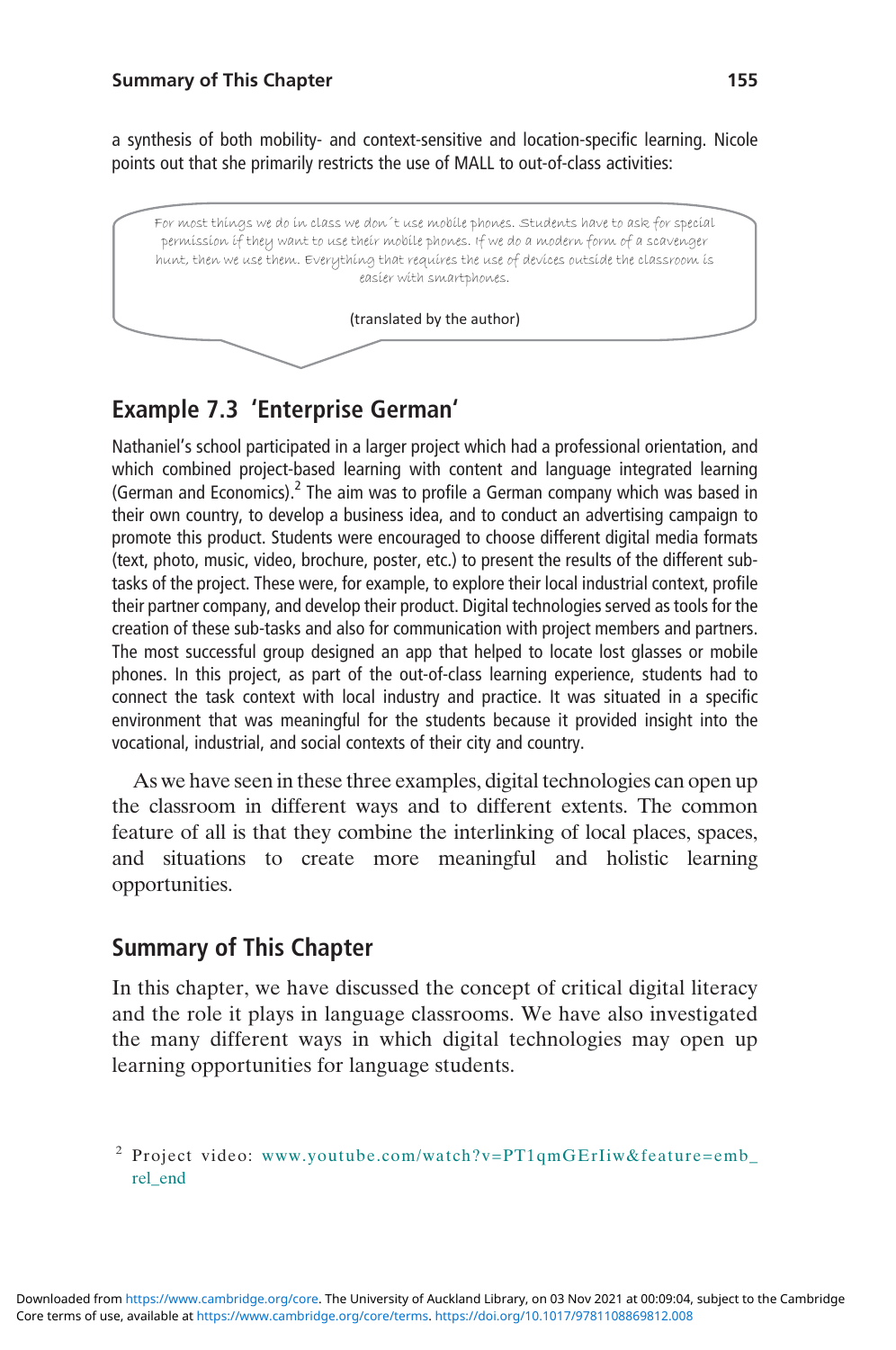a synthesis of both mobility- and context-sensitive and location-specific learning. Nicole points out that she primarily restricts the use of MALL to out-of-class activities:

> For most things we do in class we don´t use mobile phones. Students have to ask for special permission if they want to use their mobile phones. If we do a modern form of a scavenger hunt, then we use them. Everything that requires the use of devices outside the classroom is easier with smartphones.
>
> (translated by the author)

## Example 7.3 'Enterprise German'

Nathaniel's school participated in a larger project which had a professional orientation, and which combined project-based learning with content and language integrated learning (German and Economics).[2] The aim was to profile a German company which was based in their own country, to develop a business idea, and to conduct an advertising campaign to promote this product. Students were encouraged to choose different digital media formats (text, photo, music, video, brochure, poster, etc.) to present the results of the different sub-tasks of the project. These were, for example, to explore their local industrial context, profile their partner company, and develop their product. Digital technologies served as tools for the creation of these sub-tasks and also for communication with project members and partners. The most successful group designed an app that helped to locate lost glasses or mobile phones. In this project, as part of the out-of-class learning experience, students had to connect the task context with local industry and practice. It was situated in a specific environment that was meaningful for the students because it provided insight into the vocational, industrial, and social contexts of their city and country.

As we have seen in these three examples, digital technologies can open up the classroom in different ways and to different extents. The common feature of all is that they combine the interlinking of local places, spaces, and situations to create more meaningful and holistic learning opportunities.

## Summary of This Chapter

In this chapter, we have discussed the concept of critical digital literacy and the role it plays in language classrooms. We have also investigated the many different ways in which digital technologies may open up learning opportunities for language students.

[2] Project video: www.youtube.com/watch?v=PT1qmGErIiw&feature=emb_rel_end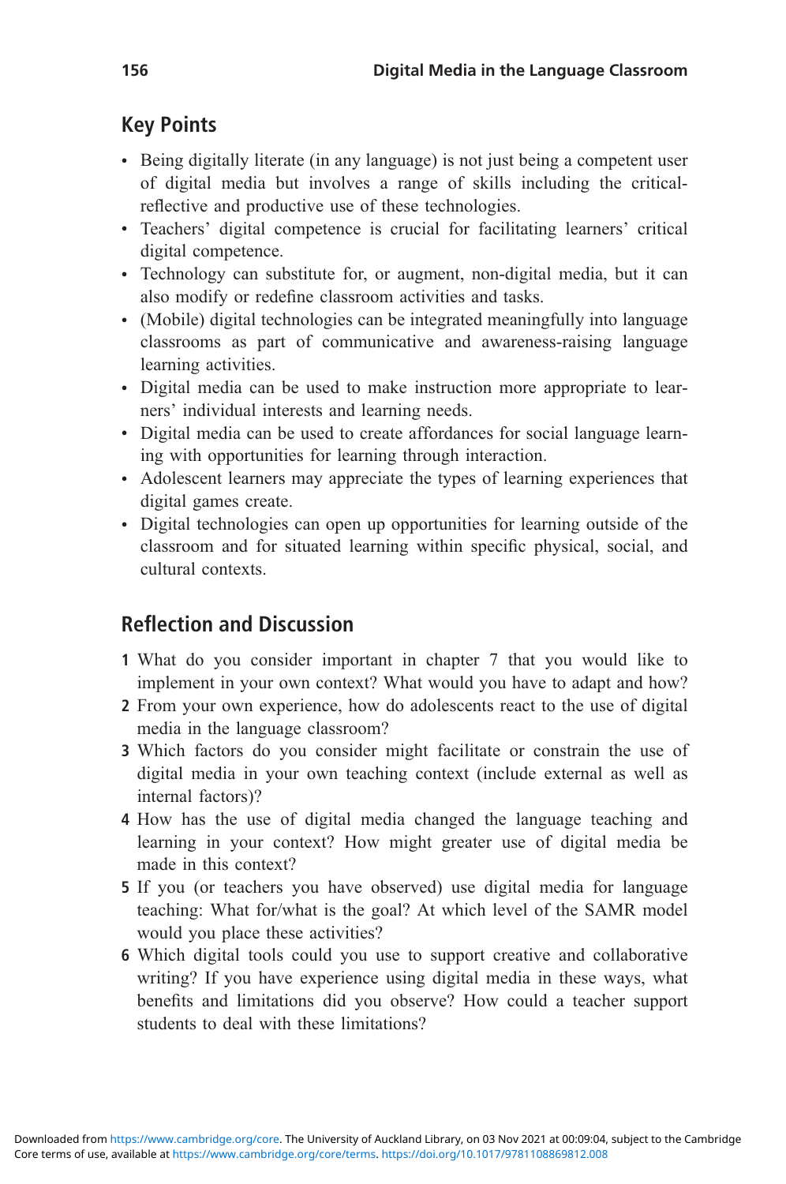## Key Points

- Being digitally literate (in any language) is not just being a competent user of digital media but involves a range of skills including the critical-reflective and productive use of these technologies.
- Teachers' digital competence is crucial for facilitating learners' critical digital competence.
- Technology can substitute for, or augment, non-digital media, but it can also modify or redefine classroom activities and tasks.
- (Mobile) digital technologies can be integrated meaningfully into language classrooms as part of communicative and awareness-raising language learning activities.
- Digital media can be used to make instruction more appropriate to learners' individual interests and learning needs.
- Digital media can be used to create affordances for social language learning with opportunities for learning through interaction.
- Adolescent learners may appreciate the types of learning experiences that digital games create.
- Digital technologies can open up opportunities for learning outside of the classroom and for situated learning within specific physical, social, and cultural contexts.

## Reflection and Discussion

1. What do you consider important in chapter 7 that you would like to implement in your own context? What would you have to adapt and how?
2. From your own experience, how do adolescents react to the use of digital media in the language classroom?
3. Which factors do you consider might facilitate or constrain the use of digital media in your own teaching context (include external as well as internal factors)?
4. How has the use of digital media changed the language teaching and learning in your context? How might greater use of digital media be made in this context?
5. If you (or teachers you have observed) use digital media for language teaching: What for/what is the goal? At which level of the SAMR model would you place these activities?
6. Which digital tools could you use to support creative and collaborative writing? If you have experience using digital media in these ways, what benefits and limitations did you observe? How could a teacher support students to deal with these limitations?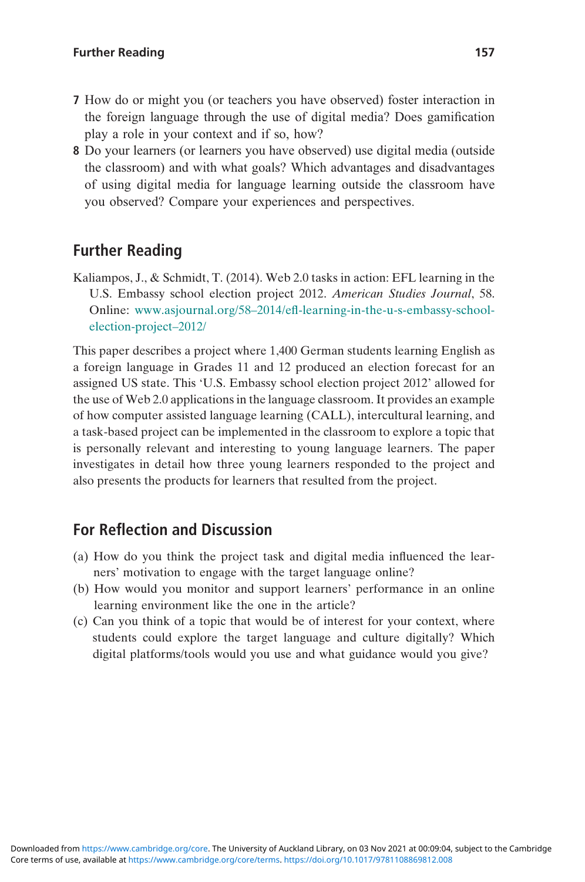7 How do or might you (or teachers you have observed) foster interaction in the foreign language through the use of digital media? Does gamification play a role in your context and if so, how?

8 Do your learners (or learners you have observed) use digital media (outside the classroom) and with what goals? Which advantages and disadvantages of using digital media for language learning outside the classroom have you observed? Compare your experiences and perspectives.

## Further Reading

Kaliampos, J., & Schmidt, T. (2014). Web 2.0 tasks in action: EFL learning in the U.S. Embassy school election project 2012. *American Studies Journal*, 58. Online: www.asjournal.org/58–2014/efl-learning-in-the-u-s-embassy-school-election-project–2012/

This paper describes a project where 1,400 German students learning English as a foreign language in Grades 11 and 12 produced an election forecast for an assigned US state. This 'U.S. Embassy school election project 2012' allowed for the use of Web 2.0 applications in the language classroom. It provides an example of how computer assisted language learning (CALL), intercultural learning, and a task-based project can be implemented in the classroom to explore a topic that is personally relevant and interesting to young language learners. The paper investigates in detail how three young learners responded to the project and also presents the products for learners that resulted from the project.

## For Reflection and Discussion

(a) How do you think the project task and digital media influenced the learners' motivation to engage with the target language online?

(b) How would you monitor and support learners' performance in an online learning environment like the one in the article?

(c) Can you think of a topic that would be of interest for your context, where students could explore the target language and culture digitally? Which digital platforms/tools would you use and what guidance would you give?